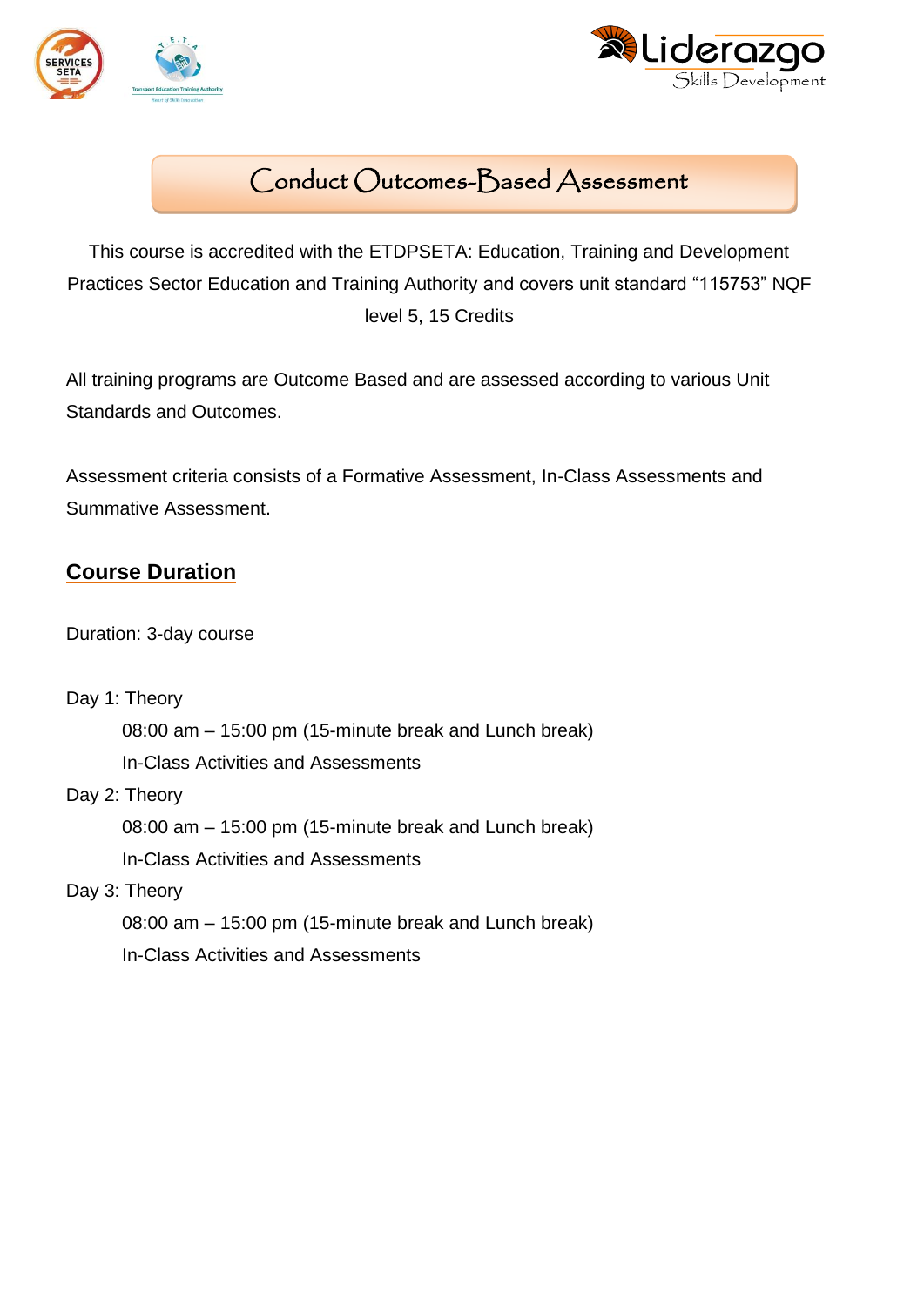# Conduct Outcomes-Based Assessment

This course is accredited with the ETDPSETA: Education, Training and Development Practices Sector Education and Training Authority and covers unit standard "115753" NQF level 5, 15 Credits

All training programs are Outcome Based and are assessed according to various Unit Standards and Outcomes.

Assessment criteria consists of a Formative Assessment, In-Class Assessments and Summative Assessment.

## Course Duration

Duration: 3-day course

Day 1: Theory

08:00 am – 15:00 pm (15-minute break and Lunch break)

In-Class Activities and Assessments

Day 2: Theory

08:00 am – 15:00 pm (15-minute break and Lunch break)

In-Class Activities and Assessments

Day 3: Theory

08:00 am – 15:00 pm (15-minute break and Lunch break)

In-Class Activities and Assessments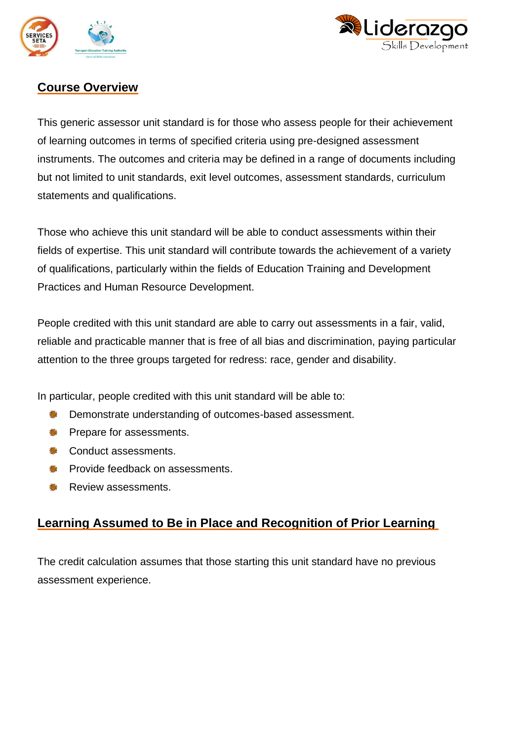## Course Overview

This generic assessor unit standard is for those who assess people for their achievement of learning outcomes in terms of specified criteria using pre-designed assessment instruments. The outcomes and criteria may be defined in a range of documents including but not limited to unit standards, exit level outcomes, assessment standards, curriculum statements and qualifications.

Those who achieve this unit standard will be able to conduct assessments within their fields of expertise. This unit standard will contribute towards the achievement of a variety of qualifications, particularly within the fields of Education Training and Development Practices and Human Resource Development.

People credited with this unit standard are able to carry out assessments in a fair, valid, reliable and practicable manner that is free of all bias and discrimination, paying particular attention to the three groups targeted for redress: race, gender and disability.

In particular, people credited with this unit standard will be able to:

- Demonstrate understanding of outcomes-based assessment.
- Prepare for assessments.
- Conduct assessments.
- Provide feedback on assessments.
- Review assessments.

## Learning Assumed to Be in Place and Recognition of Prior Learning

The credit calculation assumes that those starting this unit standard have no previous assessment experience.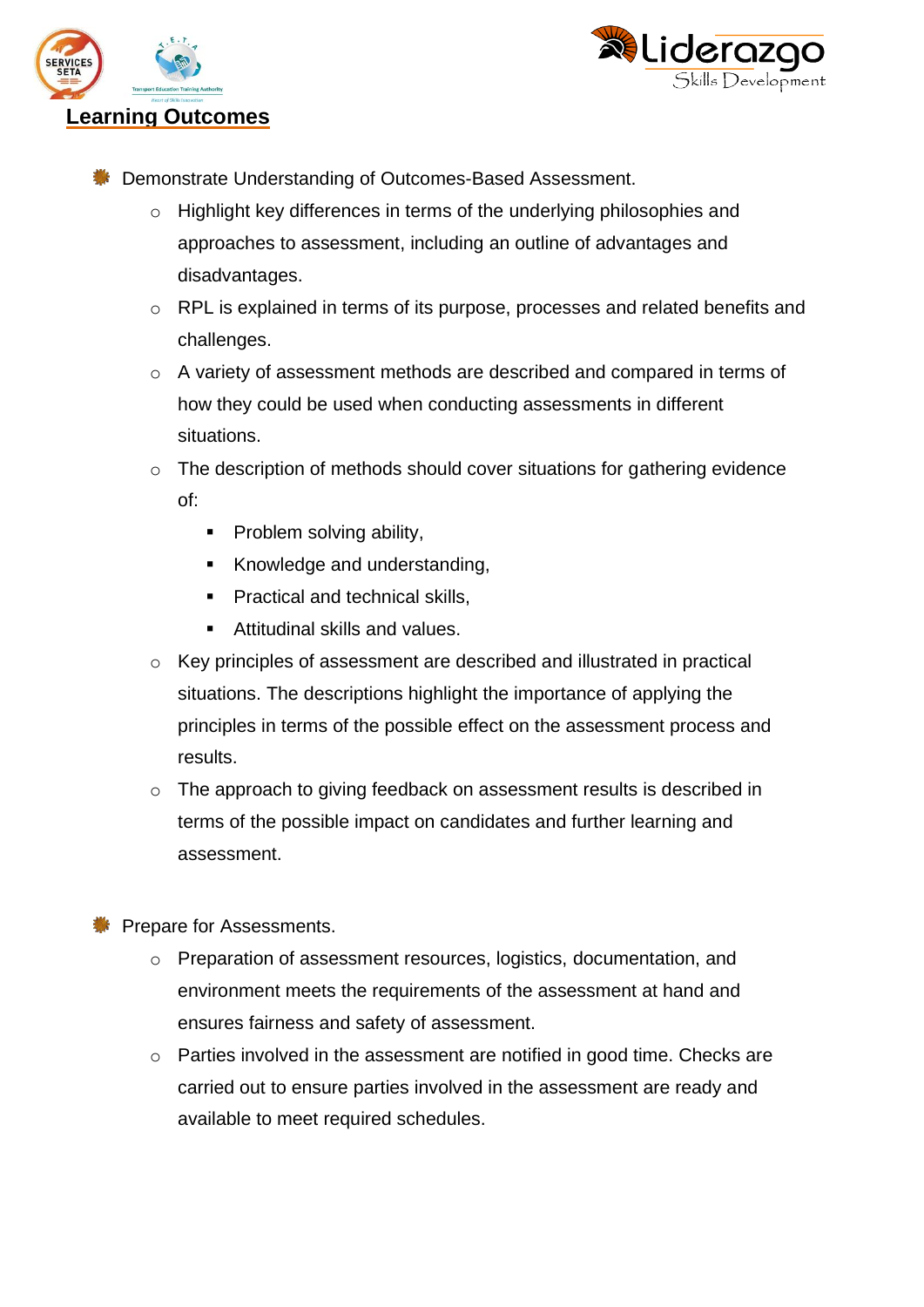## Learning Outcomes

- Demonstrate Understanding of Outcomes-Based Assessment.
  - Highlight key differences in terms of the underlying philosophies and approaches to assessment, including an outline of advantages and disadvantages.
  - RPL is explained in terms of its purpose, processes and related benefits and challenges.
  - A variety of assessment methods are described and compared in terms of how they could be used when conducting assessments in different situations.
  - The description of methods should cover situations for gathering evidence of:
    - Problem solving ability,
    - Knowledge and understanding,
    - Practical and technical skills,
    - Attitudinal skills and values.
  - Key principles of assessment are described and illustrated in practical situations. The descriptions highlight the importance of applying the principles in terms of the possible effect on the assessment process and results.
  - The approach to giving feedback on assessment results is described in terms of the possible impact on candidates and further learning and assessment.

- Prepare for Assessments.
  - Preparation of assessment resources, logistics, documentation, and environment meets the requirements of the assessment at hand and ensures fairness and safety of assessment.
  - Parties involved in the assessment are notified in good time. Checks are carried out to ensure parties involved in the assessment are ready and available to meet required schedules.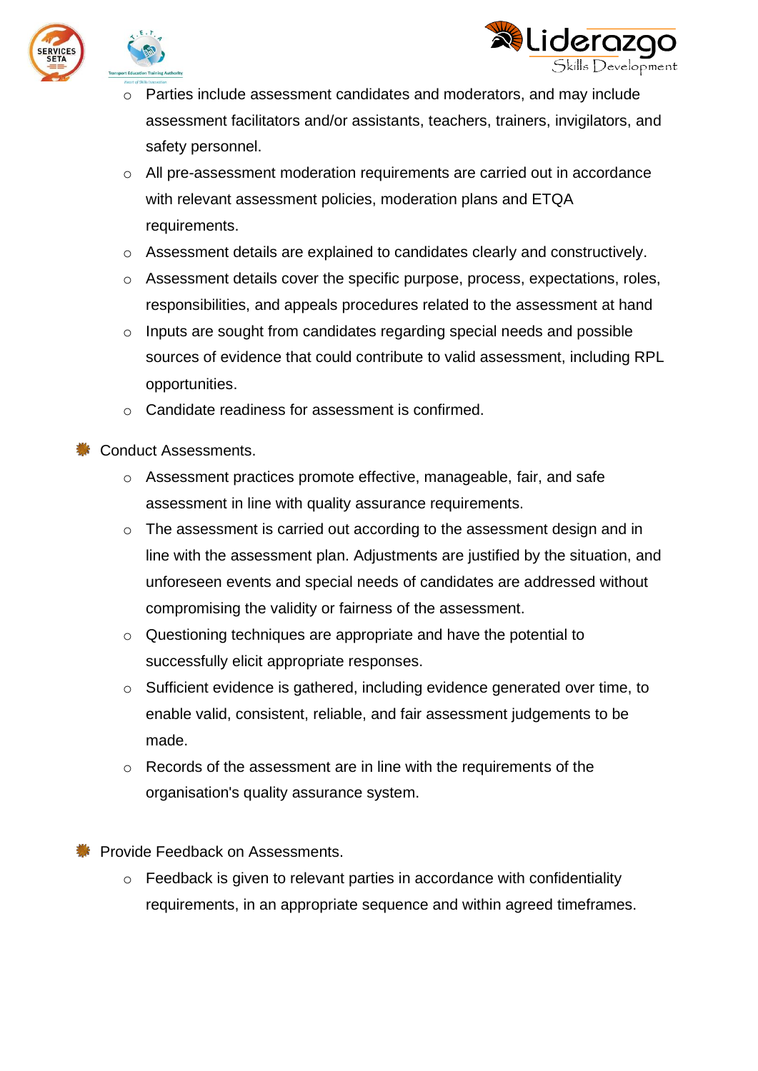- Parties include assessment candidates and moderators, and may include assessment facilitators and/or assistants, teachers, trainers, invigilators, and safety personnel.
  - All pre-assessment moderation requirements are carried out in accordance with relevant assessment policies, moderation plans and ETQA requirements.
  - Assessment details are explained to candidates clearly and constructively.
  - Assessment details cover the specific purpose, process, expectations, roles, responsibilities, and appeals procedures related to the assessment at hand
  - Inputs are sought from candidates regarding special needs and possible sources of evidence that could contribute to valid assessment, including RPL opportunities.
  - Candidate readiness for assessment is confirmed.

- Conduct Assessments.
  - Assessment practices promote effective, manageable, fair, and safe assessment in line with quality assurance requirements.
  - The assessment is carried out according to the assessment design and in line with the assessment plan. Adjustments are justified by the situation, and unforeseen events and special needs of candidates are addressed without compromising the validity or fairness of the assessment.
  - Questioning techniques are appropriate and have the potential to successfully elicit appropriate responses.
  - Sufficient evidence is gathered, including evidence generated over time, to enable valid, consistent, reliable, and fair assessment judgements to be made.
  - Records of the assessment are in line with the requirements of the organisation's quality assurance system.

- Provide Feedback on Assessments.
  - Feedback is given to relevant parties in accordance with confidentiality requirements, in an appropriate sequence and within agreed timeframes.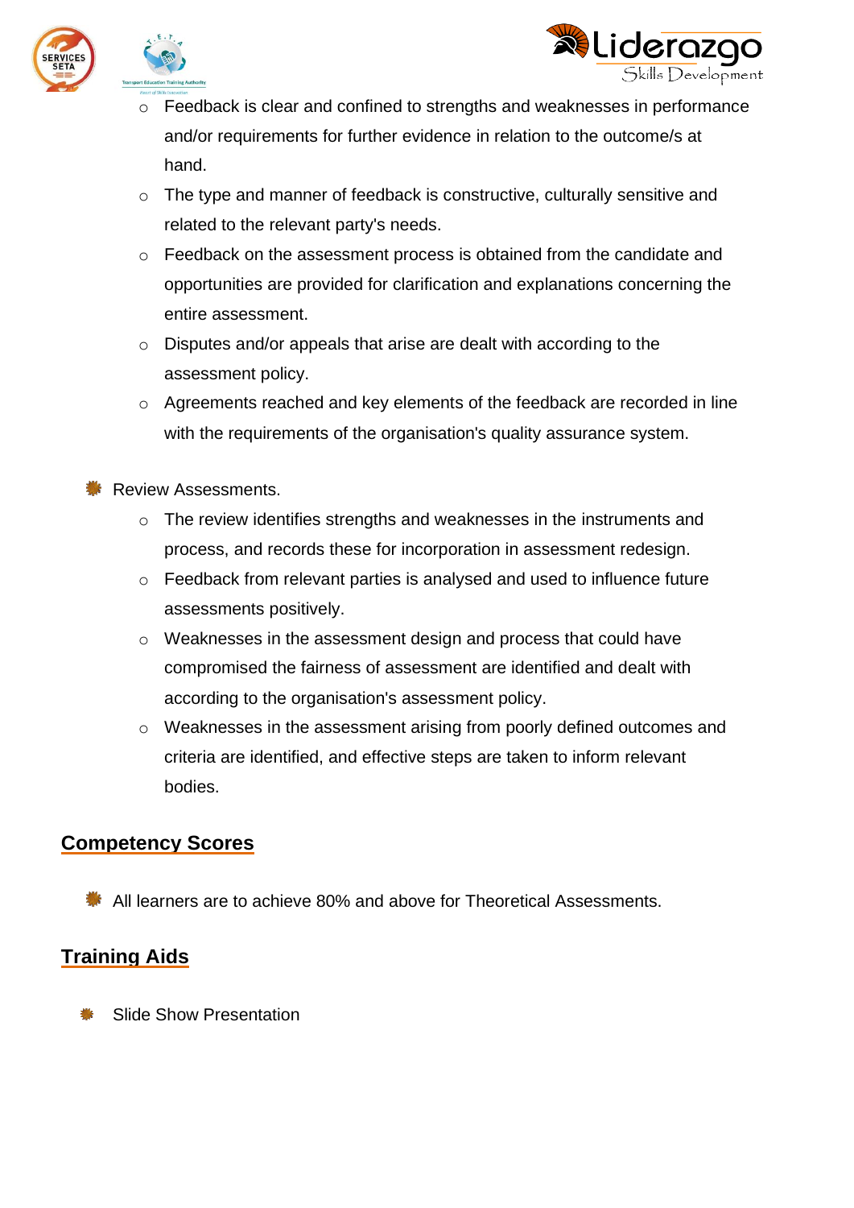- Feedback is clear and confined to strengths and weaknesses in performance and/or requirements for further evidence in relation to the outcome/s at hand.
    - The type and manner of feedback is constructive, culturally sensitive and related to the relevant party's needs.
    - Feedback on the assessment process is obtained from the candidate and opportunities are provided for clarification and explanations concerning the entire assessment.
    - Disputes and/or appeals that arise are dealt with according to the assessment policy.
    - Agreements reached and key elements of the feedback are recorded in line with the requirements of the organisation's quality assurance system.

- Review Assessments.
    - The review identifies strengths and weaknesses in the instruments and process, and records these for incorporation in assessment redesign.
    - Feedback from relevant parties is analysed and used to influence future assessments positively.
    - Weaknesses in the assessment design and process that could have compromised the fairness of assessment are identified and dealt with according to the organisation's assessment policy.
    - Weaknesses in the assessment arising from poorly defined outcomes and criteria are identified, and effective steps are taken to inform relevant bodies.

## Competency Scores

- All learners are to achieve 80% and above for Theoretical Assessments.

## Training Aids

- Slide Show Presentation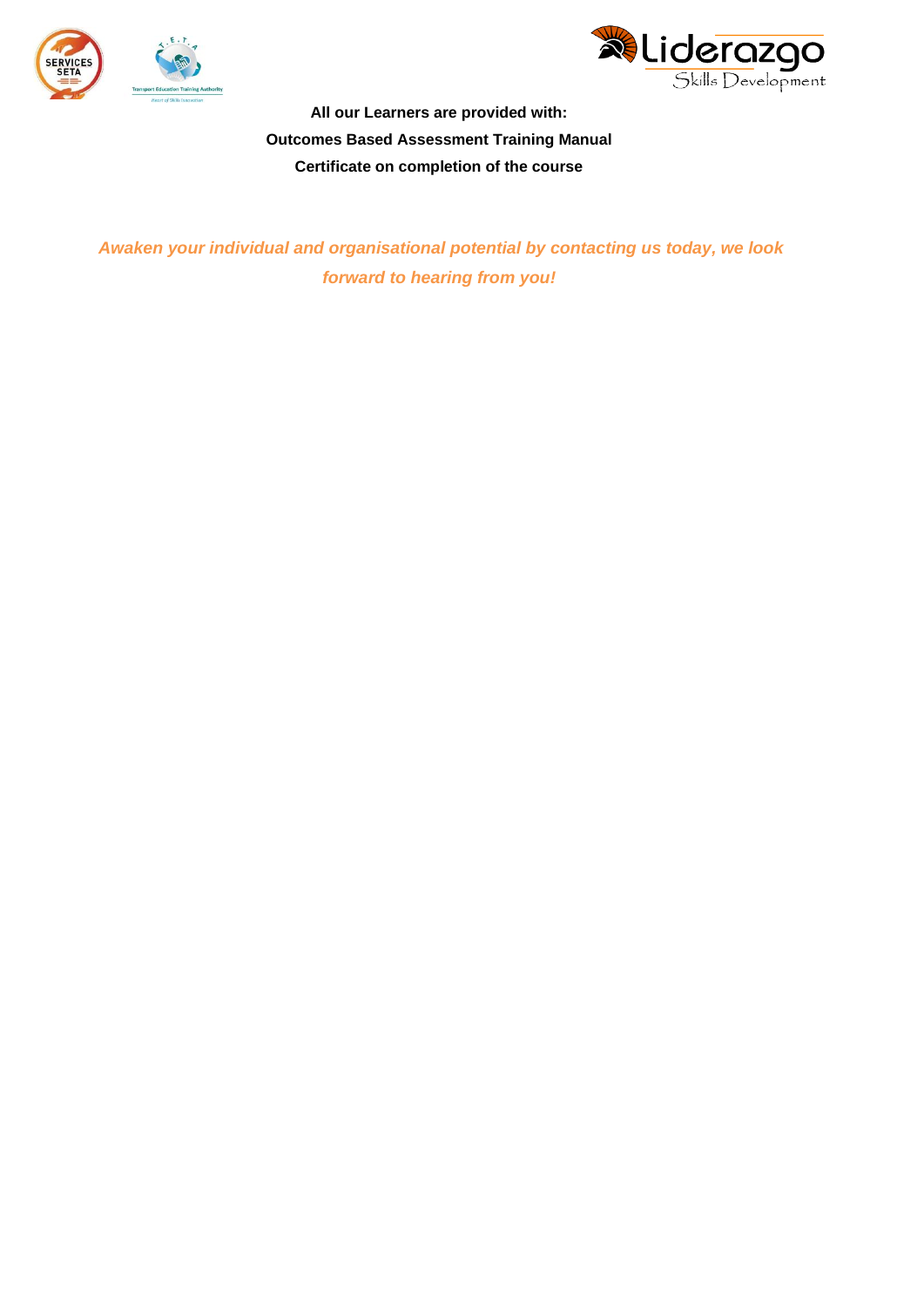**All our Learners are provided with:**

**Outcomes Based Assessment Training Manual**

**Certificate on completion of the course**

***Awaken your individual and organisational potential by contacting us today, we look forward to hearing from you!***